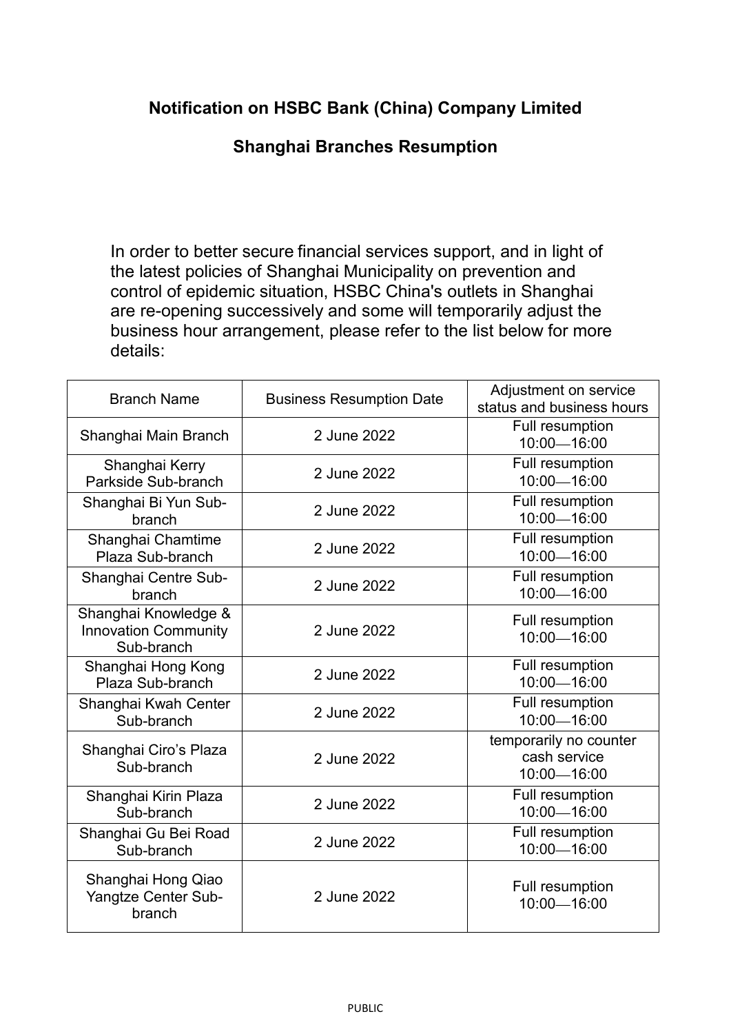# Notification on HSBC Bank (China) Company Limited

## Shanghai Branches Resumption

In order to better secure financial services support, and in light of the latest policies of Shanghai Municipality on prevention and control of epidemic situation, HSBC China's outlets in Shanghai are re-opening successively and some will temporarily adjust the business hour arrangement, please refer to the list below for more details:

| Branch Name | Business Resumption Date | Adjustment on service status and business hours |
| --- | --- | --- |
| Shanghai Main Branch | 2 June 2022 | Full resumption 10:00—16:00 |
| Shanghai Kerry Parkside Sub-branch | 2 June 2022 | Full resumption 10:00—16:00 |
| Shanghai Bi Yun Sub-branch | 2 June 2022 | Full resumption 10:00—16:00 |
| Shanghai Chamtime Plaza Sub-branch | 2 June 2022 | Full resumption 10:00—16:00 |
| Shanghai Centre Sub-branch | 2 June 2022 | Full resumption 10:00—16:00 |
| Shanghai Knowledge & Innovation Community Sub-branch | 2 June 2022 | Full resumption 10:00—16:00 |
| Shanghai Hong Kong Plaza Sub-branch | 2 June 2022 | Full resumption 10:00—16:00 |
| Shanghai Kwah Center Sub-branch | 2 June 2022 | Full resumption 10:00—16:00 |
| Shanghai Ciro's Plaza Sub-branch | 2 June 2022 | temporarily no counter cash service 10:00—16:00 |
| Shanghai Kirin Plaza Sub-branch | 2 June 2022 | Full resumption 10:00—16:00 |
| Shanghai Gu Bei Road Sub-branch | 2 June 2022 | Full resumption 10:00—16:00 |
| Shanghai Hong Qiao Yangtze Center Sub-branch | 2 June 2022 | Full resumption 10:00—16:00 |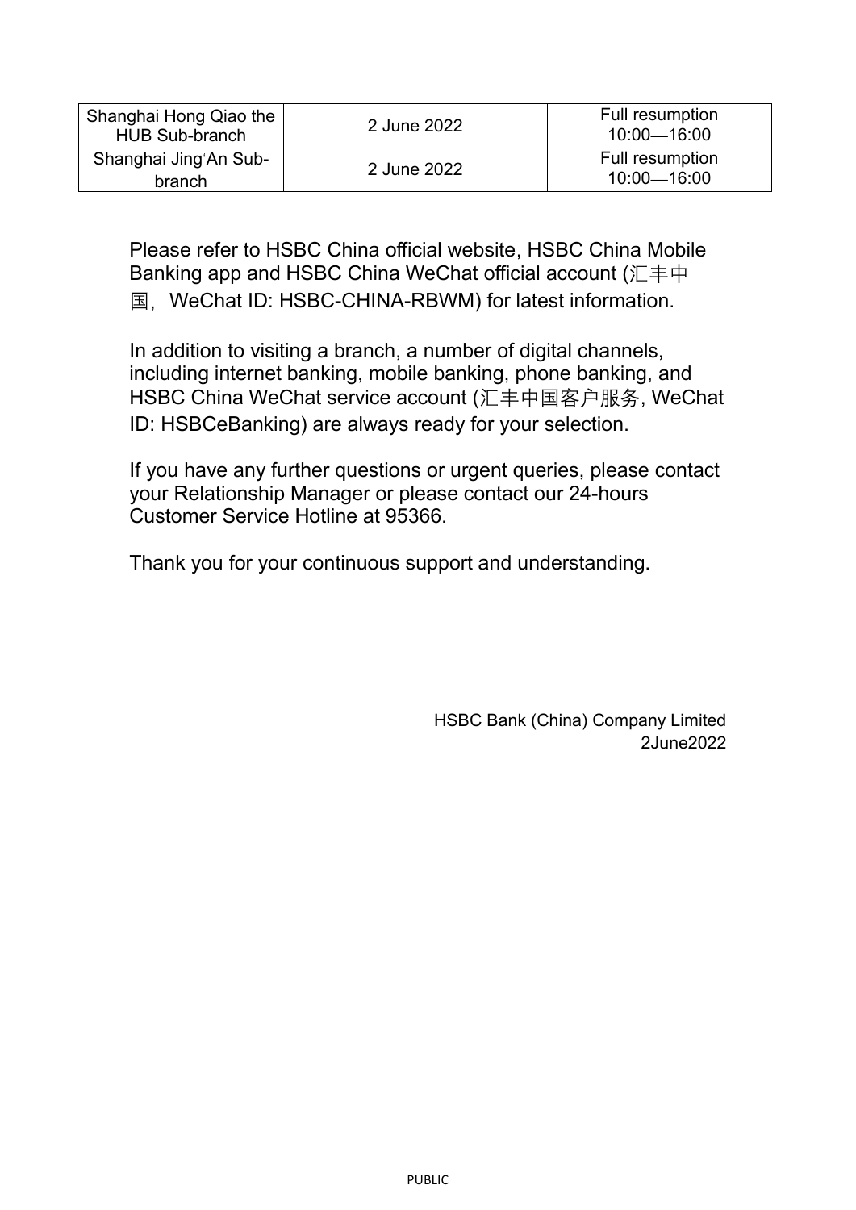| | | |
|---|---|---|
| Shanghai Hong Qiao the HUB Sub-branch | 2 June 2022 | Full resumption 10:00—16:00 |
| Shanghai Jing'An Sub-branch | 2 June 2022 | Full resumption 10:00—16:00 |

Please refer to HSBC China official website, HSBC China Mobile Banking app and HSBC China WeChat official account (汇丰中国, WeChat ID: HSBC-CHINA-RBWM) for latest information.

In addition to visiting a branch, a number of digital channels, including internet banking, mobile banking, phone banking, and HSBC China WeChat service account (汇丰中国客户服务, WeChat ID: HSBCeBanking) are always ready for your selection.

If you have any further questions or urgent queries, please contact your Relationship Manager or please contact our 24-hours Customer Service Hotline at 95366.

Thank you for your continuous support and understanding.

HSBC Bank (China) Company Limited
2June2022